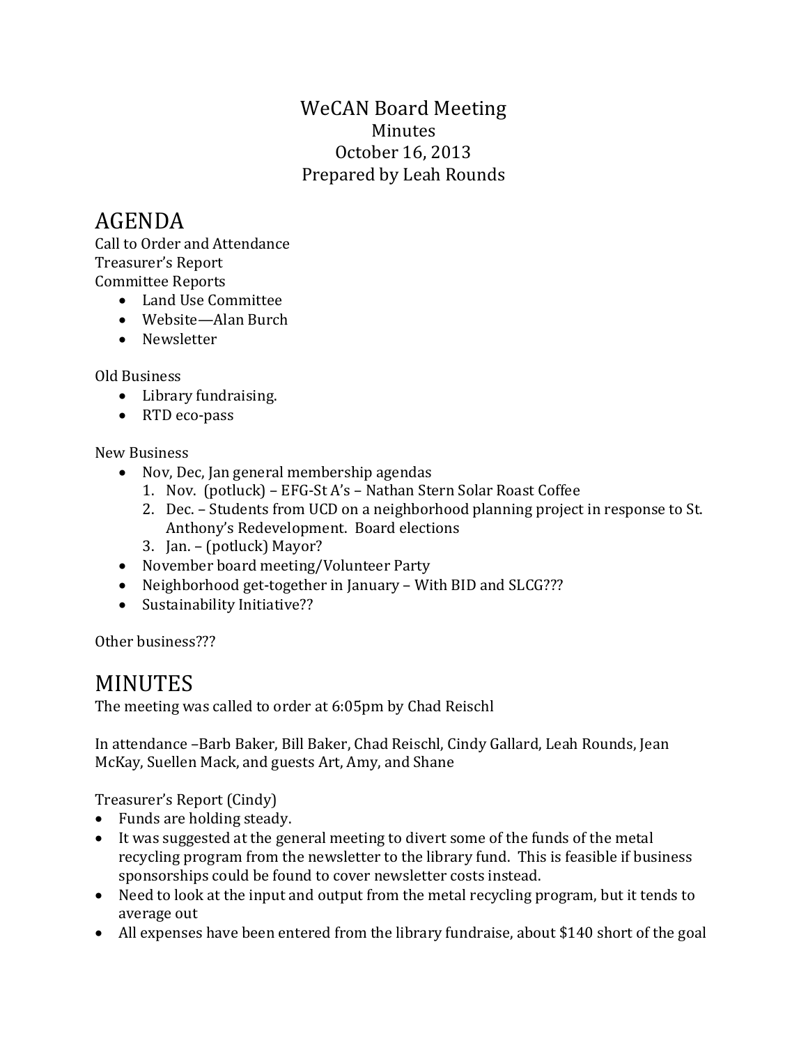# WeCAN Board Meeting

Minutes
October 16, 2013
Prepared by Leah Rounds

## AGENDA

Call to Order and Attendance
Treasurer's Report
Committee Reports

- Land Use Committee
- Website—Alan Burch
- Newsletter

Old Business

- Library fundraising.
- RTD eco-pass

New Business

- Nov, Dec, Jan general membership agendas
  1. Nov. (potluck) – EFG-St A's – Nathan Stern Solar Roast Coffee
  2. Dec. – Students from UCD on a neighborhood planning project in response to St. Anthony's Redevelopment. Board elections
  3. Jan. – (potluck) Mayor?
- November board meeting/Volunteer Party
- Neighborhood get-together in January – With BID and SLCG???
- Sustainability Initiative??

Other business???

## MINUTES

The meeting was called to order at 6:05pm by Chad Reischl

In attendance –Barb Baker, Bill Baker, Chad Reischl, Cindy Gallard, Leah Rounds, Jean McKay, Suellen Mack, and guests Art, Amy, and Shane

Treasurer's Report (Cindy)

- Funds are holding steady.
- It was suggested at the general meeting to divert some of the funds of the metal recycling program from the newsletter to the library fund. This is feasible if business sponsorships could be found to cover newsletter costs instead.
- Need to look at the input and output from the metal recycling program, but it tends to average out
- All expenses have been entered from the library fundraise, about $140 short of the goal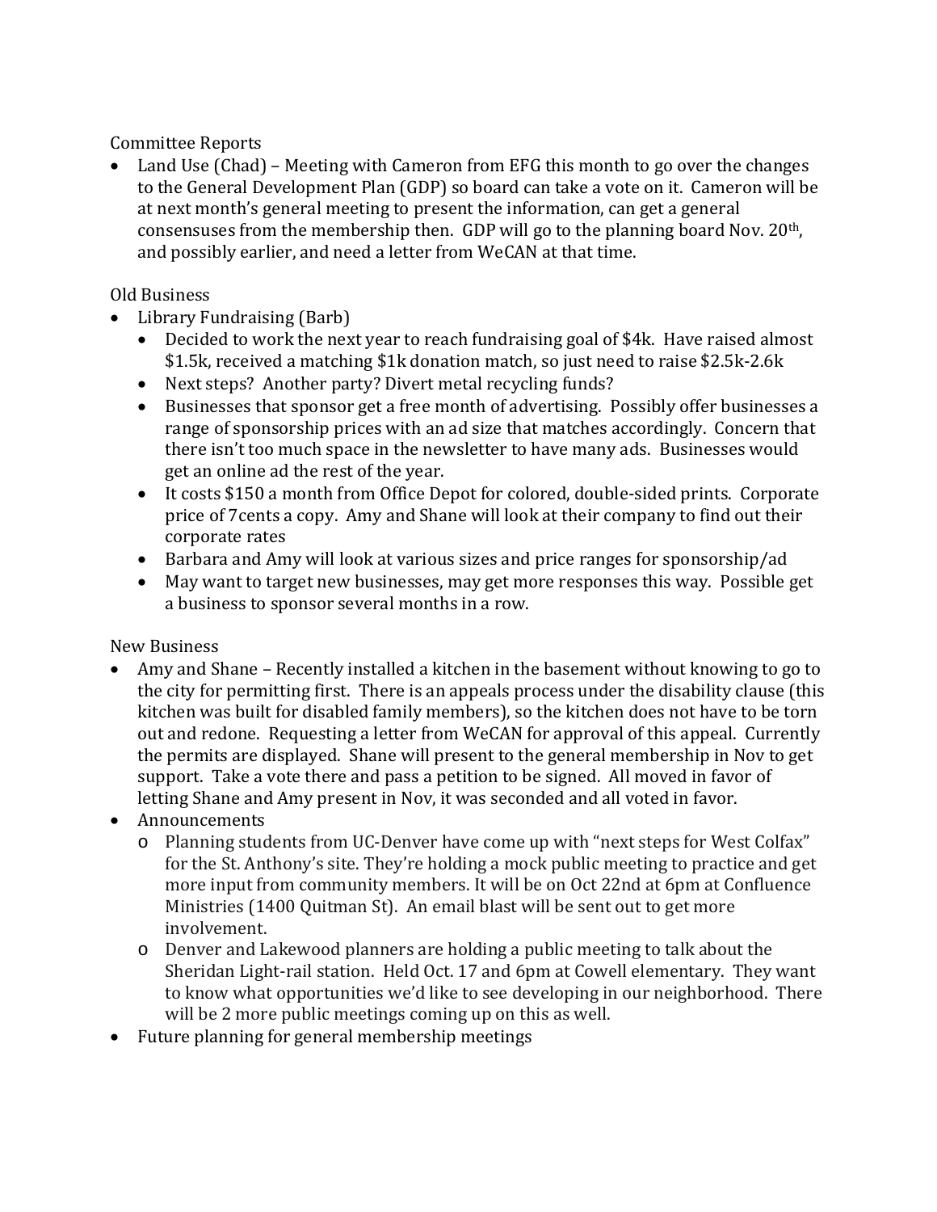Committee Reports

- Land Use (Chad) – Meeting with Cameron from EFG this month to go over the changes to the General Development Plan (GDP) so board can take a vote on it. Cameron will be at next month's general meeting to present the information, can get a general consensuses from the membership then. GDP will go to the planning board Nov. 20th, and possibly earlier, and need a letter from WeCAN at that time.

Old Business

- Library Fundraising (Barb)
    - Decided to work the next year to reach fundraising goal of $4k. Have raised almost $1.5k, received a matching $1k donation match, so just need to raise $2.5k-2.6k
    - Next steps? Another party? Divert metal recycling funds?
    - Businesses that sponsor get a free month of advertising. Possibly offer businesses a range of sponsorship prices with an ad size that matches accordingly. Concern that there isn't too much space in the newsletter to have many ads. Businesses would get an online ad the rest of the year.
    - It costs $150 a month from Office Depot for colored, double-sided prints. Corporate price of 7cents a copy. Amy and Shane will look at their company to find out their corporate rates
    - Barbara and Amy will look at various sizes and price ranges for sponsorship/ad
    - May want to target new businesses, may get more responses this way. Possible get a business to sponsor several months in a row.

New Business

- Amy and Shane – Recently installed a kitchen in the basement without knowing to go to the city for permitting first. There is an appeals process under the disability clause (this kitchen was built for disabled family members), so the kitchen does not have to be torn out and redone. Requesting a letter from WeCAN for approval of this appeal. Currently the permits are displayed. Shane will present to the general membership in Nov to get support. Take a vote there and pass a petition to be signed. All moved in favor of letting Shane and Amy present in Nov, it was seconded and all voted in favor.
- Announcements
    - Planning students from UC-Denver have come up with "next steps for West Colfax" for the St. Anthony's site. They're holding a mock public meeting to practice and get more input from community members. It will be on Oct 22nd at 6pm at Confluence Ministries (1400 Quitman St). An email blast will be sent out to get more involvement.
    - Denver and Lakewood planners are holding a public meeting to talk about the Sheridan Light-rail station. Held Oct. 17 and 6pm at Cowell elementary. They want to know what opportunities we'd like to see developing in our neighborhood. There will be 2 more public meetings coming up on this as well.
- Future planning for general membership meetings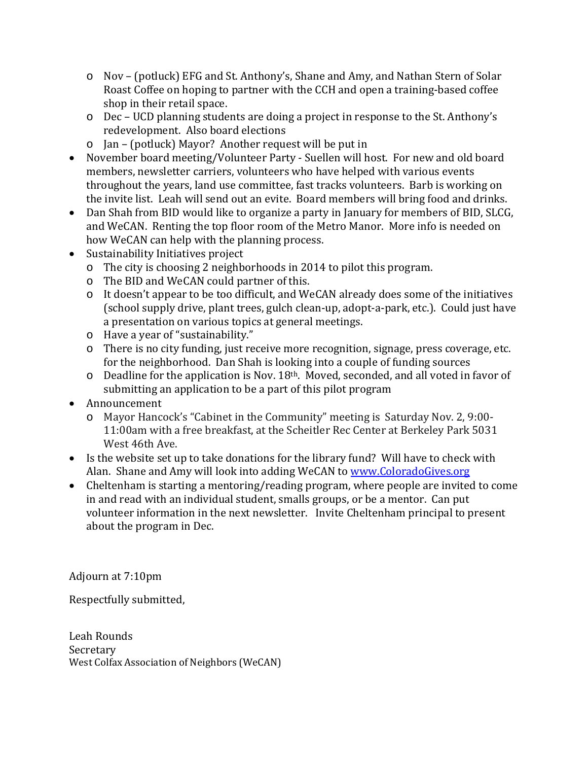- Nov – (potluck) EFG and St. Anthony's, Shane and Amy, and Nathan Stern of Solar Roast Coffee on hoping to partner with the CCH and open a training-based coffee shop in their retail space.
    - Dec – UCD planning students are doing a project in response to the St. Anthony's redevelopment. Also board elections
    - Jan – (potluck) Mayor? Another request will be put in
- November board meeting/Volunteer Party - Suellen will host. For new and old board members, newsletter carriers, volunteers who have helped with various events throughout the years, land use committee, fast tracks volunteers. Barb is working on the invite list. Leah will send out an evite. Board members will bring food and drinks.
- Dan Shah from BID would like to organize a party in January for members of BID, SLCG, and WeCAN. Renting the top floor room of the Metro Manor. More info is needed on how WeCAN can help with the planning process.
- Sustainability Initiatives project
    - The city is choosing 2 neighborhoods in 2014 to pilot this program.
    - The BID and WeCAN could partner of this.
    - It doesn't appear to be too difficult, and WeCAN already does some of the initiatives (school supply drive, plant trees, gulch clean-up, adopt-a-park, etc.). Could just have a presentation on various topics at general meetings.
    - Have a year of "sustainability."
    - There is no city funding, just receive more recognition, signage, press coverage, etc. for the neighborhood. Dan Shah is looking into a couple of funding sources
    - Deadline for the application is Nov. 18th. Moved, seconded, and all voted in favor of submitting an application to be a part of this pilot program
- Announcement
    - Mayor Hancock's "Cabinet in the Community" meeting is Saturday Nov. 2, 9:00-11:00am with a free breakfast, at the Scheitler Rec Center at Berkeley Park 5031 West 46th Ave.
- Is the website set up to take donations for the library fund? Will have to check with Alan. Shane and Amy will look into adding WeCAN to www.ColoradoGives.org
- Cheltenham is starting a mentoring/reading program, where people are invited to come in and read with an individual student, smalls groups, or be a mentor. Can put volunteer information in the next newsletter. Invite Cheltenham principal to present about the program in Dec.

Adjourn at 7:10pm

Respectfully submitted,

Leah Rounds
Secretary
West Colfax Association of Neighbors (WeCAN)